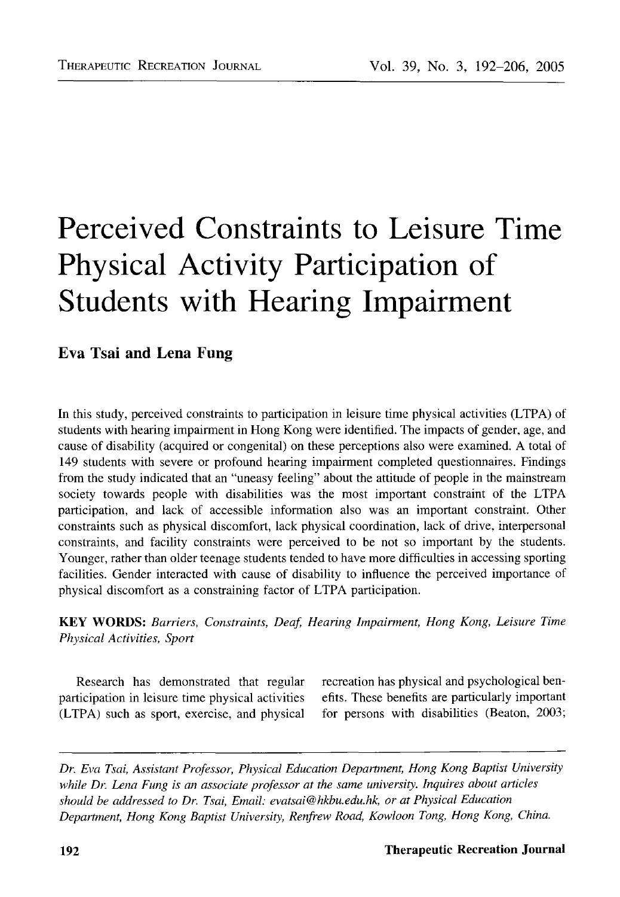# Perceived Constraints to Leisure Time Physical Activity Participation of Students with Hearing Impairment

**Eva Tsai and Lena Fung**

In this study, perceived constraints to participation in leisure time physical activities (LTPA) of students with hearing impairment in Hong Kong were identified. The impacts of gender, age, and cause of disability (acquired or congenital) on these perceptions also were examined. A total of 149 students with severe or profound hearing impairment completed questionnaires. Findings from the study indicated that an "uneasy feeling" about the attitude of people in the mainstream society towards people with disabilities was the most important constraint of the LTPA participation, and lack of accessible information also was an important constraint. Other constraints such as physical discomfort, lack physical coordination, lack of drive, interpersonal constraints, and facility constraints were perceived to be not so important by the students. Younger, rather than older teenage students tended to have more difficulties in accessing sporting facilities. Gender interacted with cause of disability to influence the perceived importance of physical discomfort as a constraining factor of LTPA participation.

**KEY WORDS:** *Barriers, Constraints, Deaf, Hearing Impairment, Hong Kong, Leisure Time Physical Activities, Sport*

Research has demonstrated that regular participation in leisure time physical activities (LTPA) such as sport, exercise, and physical recreation has physical and psychological benefits. These benefits are particularly important for persons with disabilities (Beaton, 2003;

*Dr. Eva Tsai, Assistant Professor, Physical Education Department, Hong Kong Baptist University while Dr. Lena Fung is an associate professor at the same university. Inquires about articles should be addressed to Dr. Tsai, Email: evatsai@hkbu.edu.hk, or at Physical Education Department, Hong Kong Baptist University, Renfrew Road, Kowloon Tong, Hong Kong, China.*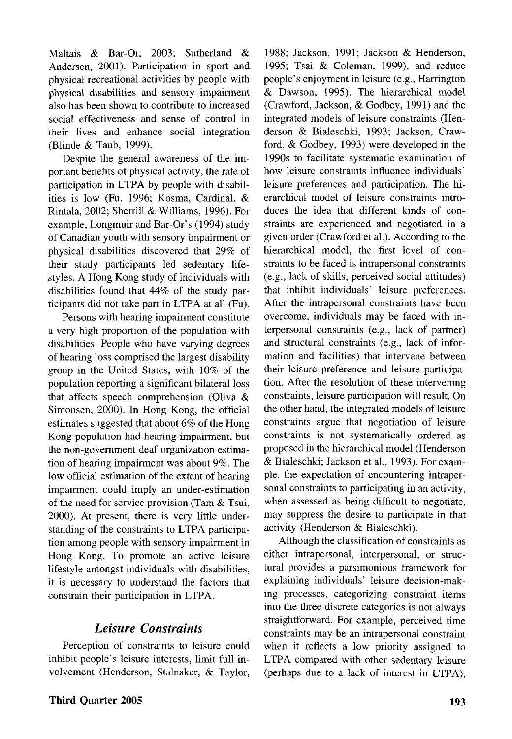Maltais & Bar-Or, 2003; Sutherland & Andersen, 2001). Participation in sport and physical recreational activities by people with physical disabilities and sensory impairment also has been shown to contribute to increased social effectiveness and sense of control in their lives and enhance social integration (Blinde & Taub, 1999).

Despite the general awareness of the important benefits of physical activity, the rate of participation in LTPA by people with disabilities is low (Fu, 1996; Kosma, Cardinal, & Rintala, 2002; Sherrill & Williams, 1996). For example, Longmuir and Bar-Or's (1994) study of Canadian youth with sensory impairment or physical disabilities discovered that 29% of their study participants led sedentary lifestyles. A Hong Kong study of individuals with disabilities found that 44% of the study participants did not take part in LTPA at all (Fu).

Persons with hearing impairment constitute a very high proportion of the population with disabilities. People who have varying degrees of hearing loss comprised the largest disability group in the United States, with 10% of the population reporting a significant bilateral loss that affects speech comprehension (Oliva & Simonsen, 2000). In Hong Kong, the official estimates suggested that about 6% of the Hong Kong population had hearing impairment, but the non-government deaf organization estimation of hearing impairment was about 9%. The low official estimation of the extent of hearing impairment could imply an under-estimation of the need for service provision (Tam & Tsui, 2000). At present, there is very little understanding of the constraints to LTPA participation among people with sensory impairment in Hong Kong. To promote an active leisure lifestyle amongst individuals with disabilities, it is necessary to understand the factors that constrain their participation in LTPA.

## *Leisure Constraints*

Perception of constraints to leisure could inhibit people's leisure interests, limit full involvement (Henderson, Stalnaker, & Taylor, 1988; Jackson, 1991; Jackson & Henderson, 1995; Tsai & Coleman, 1999), and reduce people's enjoyment in leisure (e.g., Harrington & Dawson, 1995). The hierarchical model (Crawford, Jackson, & Godbey, 1991) and the integrated models of leisure constraints (Henderson & Bialeschki, 1993; Jackson, Crawford, & Godbey, 1993) were developed in the 1990s to facilitate systematic examination of how leisure constraints influence individuals' leisure preferences and participation. The hierarchical model of leisure constraints introduces the idea that different kinds of constraints are experienced and negotiated in a given order (Crawford et al.). According to the hierarchical model, the first level of constraints to be faced is intrapersonal constraints (e.g., lack of skills, perceived social attitudes) that inhibit individuals' leisure preferences. After the intrapersonal constraints have been overcome, individuals may be faced with interpersonal constraints (e.g., lack of partner) and structural constraints (e.g., lack of information and facilities) that intervene between their leisure preference and leisure participation. After the resolution of these intervening constraints, leisure participation will result. On the other hand, the integrated models of leisure constraints argue that negotiation of leisure constraints is not systematically ordered as proposed in the hierarchical model (Henderson & Bialeschki; Jackson et al., 1993). For example, the expectation of encountering intrapersonal constraints to participating in an activity, when assessed as being difficult to negotiate, may suppress the desire to participate in that activity (Henderson & Bialeschki).

Although the classification of constraints as either intrapersonal, interpersonal, or structural provides a parsimonious framework for explaining individuals' leisure decision-making processes, categorizing constraint items into the three discrete categories is not always straightforward. For example, perceived time constraints may be an intrapersonal constraint when it reflects a low priority assigned to LTPA compared with other sedentary leisure (perhaps due to a lack of interest in LTPA),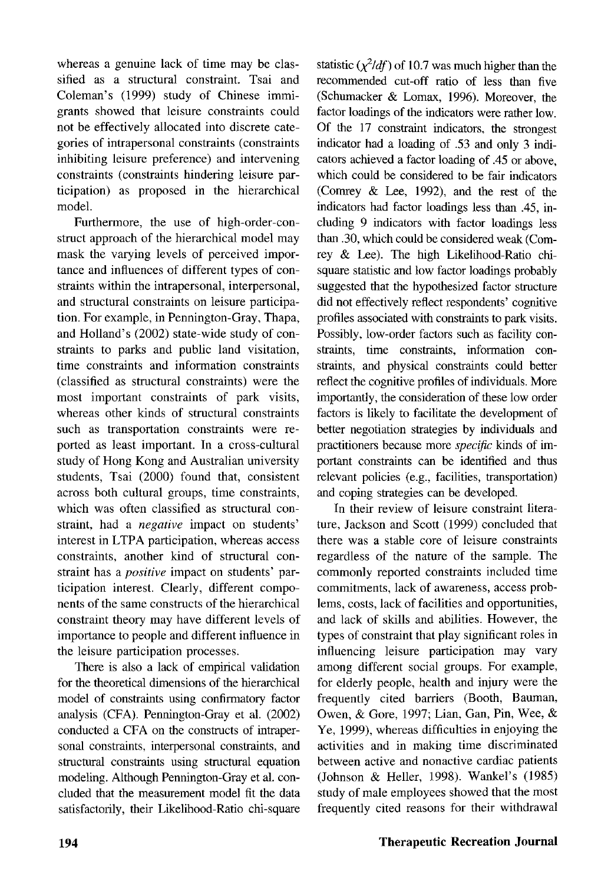whereas a genuine lack of time may be classified as a structural constraint. Tsai and Coleman's (1999) study of Chinese immigrants showed that leisure constraints could not be effectively allocated into discrete categories of intrapersonal constraints (constraints inhibiting leisure preference) and intervening constraints (constraints hindering leisure participation) as proposed in the hierarchical model.

Furthermore, the use of high-order-construct approach of the hierarchical model may mask the varying levels of perceived importance and influences of different types of constraints within the intrapersonal, interpersonal, and structural constraints on leisure participation. For example, in Pennington-Gray, Thapa, and Holland's (2002) state-wide study of constraints to parks and public land visitation, time constraints and information constraints (classified as structural constraints) were the most important constraints of park visits, whereas other kinds of structural constraints such as transportation constraints were reported as least important. In a cross-cultural study of Hong Kong and Australian university students, Tsai (2000) found that, consistent across both cultural groups, time constraints, which was often classified as structural constraint, had a *negative* impact on students' interest in LTPA participation, whereas access constraints, another kind of structural constraint has a *positive* impact on students' participation interest. Clearly, different components of the same constructs of the hierarchical constraint theory may have different levels of importance to people and different influence in the leisure participation processes.

There is also a lack of empirical validation for the theoretical dimensions of the hierarchical model of constraints using confirmatory factor analysis (CFA). Pennington-Gray et al. (2002) conducted a CFA on the constructs of intrapersonal constraints, interpersonal constraints, and structural constraints using structural equation modeling. Although Pennington-Gray et al. concluded that the measurement model fit the data satisfactorily, their Likelihood-Ratio chi-square statistic ($\chi^2/df$) of 10.7 was much higher than the recommended cut-off ratio of less than five (Schumacker & Lomax, 1996). Moreover, the factor loadings of the indicators were rather low. Of the 17 constraint indicators, the strongest indicator had a loading of .53 and only 3 indicators achieved a factor loading of .45 or above, which could be considered to be fair indicators (Comrey & Lee, 1992), and the rest of the indicators had factor loadings less than .45, including 9 indicators with factor loadings less than .30, which could be considered weak (Comrey & Lee). The high Likelihood-Ratio chi-square statistic and low factor loadings probably suggested that the hypothesized factor structure did not effectively reflect respondents' cognitive profiles associated with constraints to park visits. Possibly, low-order factors such as facility constraints, time constraints, information constraints, and physical constraints could better reflect the cognitive profiles of individuals. More importantly, the consideration of these low order factors is likely to facilitate the development of better negotiation strategies by individuals and practitioners because more *specific* kinds of important constraints can be identified and thus relevant policies (e.g., facilities, transportation) and coping strategies can be developed.

In their review of leisure constraint literature, Jackson and Scott (1999) concluded that there was a stable core of leisure constraints regardless of the nature of the sample. The commonly reported constraints included time commitments, lack of awareness, access problems, costs, lack of facilities and opportunities, and lack of skills and abilities. However, the types of constraint that play significant roles in influencing leisure participation may vary among different social groups. For example, for elderly people, health and injury were the frequently cited barriers (Booth, Bauman, Owen, & Gore, 1997; Lian, Gan, Pin, Wee, & Ye, 1999), whereas difficulties in enjoying the activities and in making time discriminated between active and nonactive cardiac patients (Johnson & Heller, 1998). Wankel's (1985) study of male employees showed that the most frequently cited reasons for their withdrawal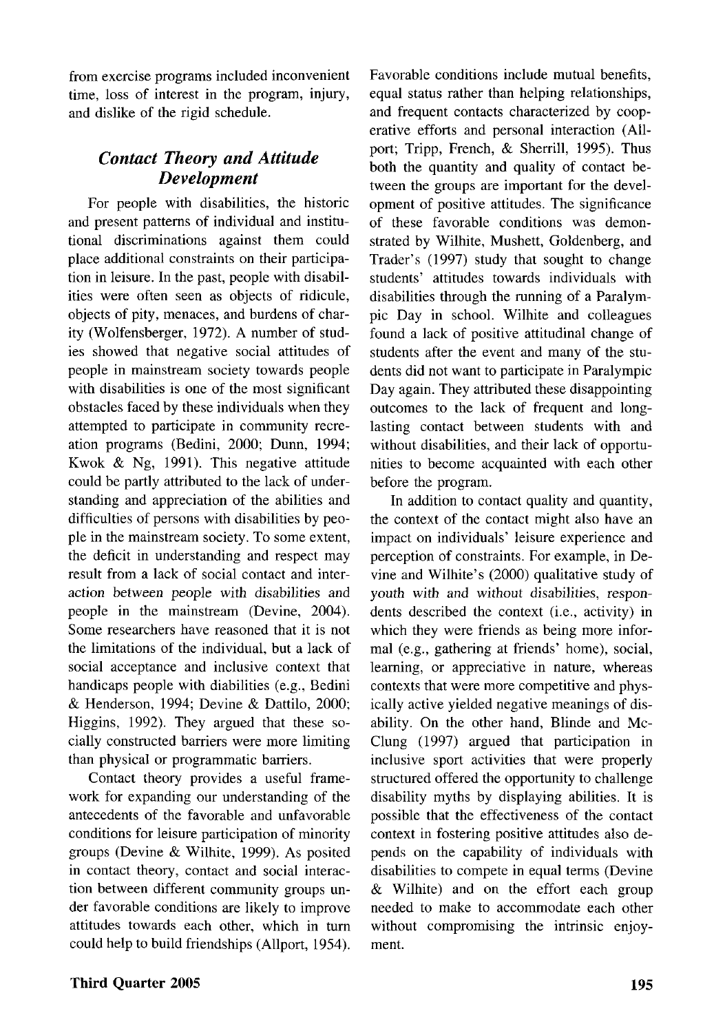from exercise programs included inconvenient time, loss of interest in the program, injury, and dislike of the rigid schedule.

## *Contact Theory and Attitude Development*

For people with disabilities, the historic and present patterns of individual and institutional discriminations against them could place additional constraints on their participation in leisure. In the past, people with disabilities were often seen as objects of ridicule, objects of pity, menaces, and burdens of charity (Wolfensberger, 1972). A number of studies showed that negative social attitudes of people in mainstream society towards people with disabilities is one of the most significant obstacles faced by these individuals when they attempted to participate in community recreation programs (Bedini, 2000; Dunn, 1994; Kwok & Ng, 1991). This negative attitude could be partly attributed to the lack of understanding and appreciation of the abilities and difficulties of persons with disabilities by people in the mainstream society. To some extent, the deficit in understanding and respect may result from a lack of social contact and interaction between people with disabilities and people in the mainstream (Devine, 2004). Some researchers have reasoned that it is not the limitations of the individual, but a lack of social acceptance and inclusive context that handicaps people with diabilities (e.g., Bedini & Henderson, 1994; Devine & Dattilo, 2000; Higgins, 1992). They argued that these socially constructed barriers were more limiting than physical or programmatic barriers.

Contact theory provides a useful framework for expanding our understanding of the antecedents of the favorable and unfavorable conditions for leisure participation of minority groups (Devine & Wilhite, 1999). As posited in contact theory, contact and social interaction between different community groups under favorable conditions are likely to improve attitudes towards each other, which in turn could help to build friendships (Allport, 1954). Favorable conditions include mutual benefits, equal status rather than helping relationships, and frequent contacts characterized by cooperative efforts and personal interaction (Allport; Tripp, French, & Sherrill, 1995). Thus both the quantity and quality of contact between the groups are important for the development of positive attitudes. The significance of these favorable conditions was demonstrated by Wilhite, Mushett, Goldenberg, and Trader's (1997) study that sought to change students' attitudes towards individuals with disabilities through the running of a Paralympic Day in school. Wilhite and colleagues found a lack of positive attitudinal change of students after the event and many of the students did not want to participate in Paralympic Day again. They attributed these disappointing outcomes to the lack of frequent and long-lasting contact between students with and without disabilities, and their lack of opportunities to become acquainted with each other before the program.

In addition to contact quality and quantity, the context of the contact might also have an impact on individuals' leisure experience and perception of constraints. For example, in Devine and Wilhite's (2000) qualitative study of youth with and without disabilities, respondents described the context (i.e., activity) in which they were friends as being more informal (e.g., gathering at friends' home), social, learning, or appreciative in nature, whereas contexts that were more competitive and physically active yielded negative meanings of disability. On the other hand, Blinde and McClung (1997) argued that participation in inclusive sport activities that were properly structured offered the opportunity to challenge disability myths by displaying abilities. It is possible that the effectiveness of the contact context in fostering positive attitudes also depends on the capability of individuals with disabilities to compete in equal terms (Devine & Wilhite) and on the effort each group needed to make to accommodate each other without compromising the intrinsic enjoyment.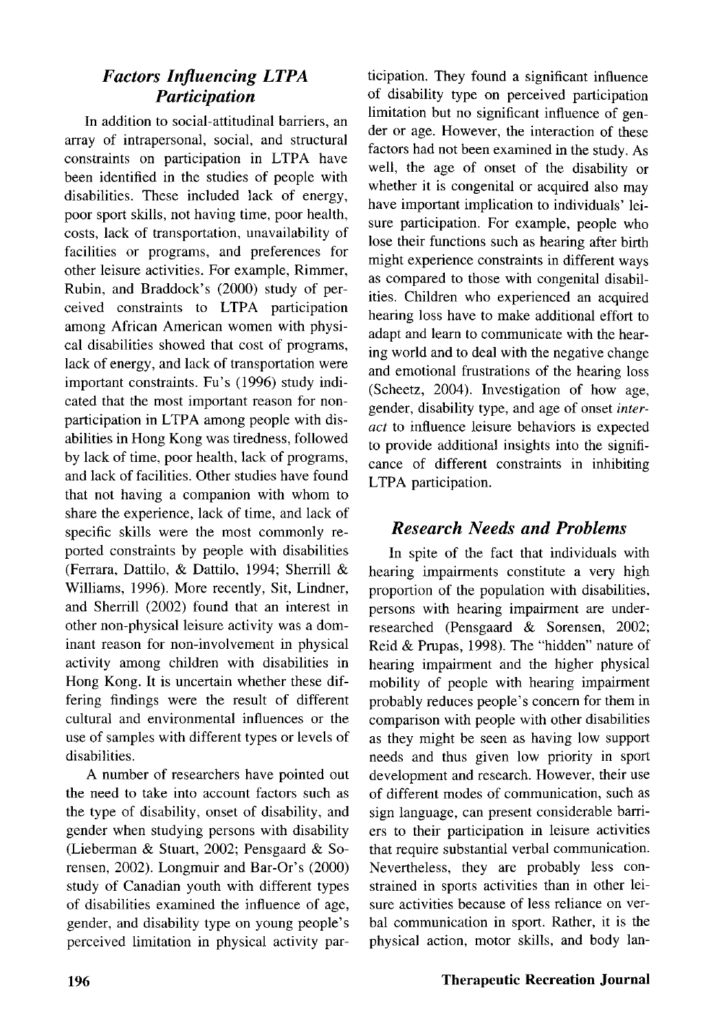### *Factors Influencing LTPA Participation*

In addition to social-attitudinal barriers, an array of intrapersonal, social, and structural constraints on participation in LTPA have been identified in the studies of people with disabilities. These included lack of energy, poor sport skills, not having time, poor health, costs, lack of transportation, unavailability of facilities or programs, and preferences for other leisure activities. For example, Rimmer, Rubin, and Braddock's (2000) study of perceived constraints to LTPA participation among African American women with physical disabilities showed that cost of programs, lack of energy, and lack of transportation were important constraints. Fu's (1996) study indicated that the most important reason for non-participation in LTPA among people with disabilities in Hong Kong was tiredness, followed by lack of time, poor health, lack of programs, and lack of facilities. Other studies have found that not having a companion with whom to share the experience, lack of time, and lack of specific skills were the most commonly reported constraints by people with disabilities (Ferrara, Dattilo, & Dattilo, 1994; Sherrill & Williams, 1996). More recently, Sit, Lindner, and Sherrill (2002) found that an interest in other non-physical leisure activity was a dominant reason for non-involvement in physical activity among children with disabilities in Hong Kong. It is uncertain whether these differing findings were the result of different cultural and environmental influences or the use of samples with different types or levels of disabilities.

A number of researchers have pointed out the need to take into account factors such as the type of disability, onset of disability, and gender when studying persons with disability (Lieberman & Stuart, 2002; Pensgaard & Sorensen, 2002). Longmuir and Bar-Or's (2000) study of Canadian youth with different types of disabilities examined the influence of age, gender, and disability type on young people's perceived limitation in physical activity participation. They found a significant influence of disability type on perceived participation limitation but no significant influence of gender or age. However, the interaction of these factors had not been examined in the study. As well, the age of onset of the disability or whether it is congenital or acquired also may have important implication to individuals' leisure participation. For example, people who lose their functions such as hearing after birth might experience constraints in different ways as compared to those with congenital disabilities. Children who experienced an acquired hearing loss have to make additional effort to adapt and learn to communicate with the hearing world and to deal with the negative change and emotional frustrations of the hearing loss (Scheetz, 2004). Investigation of how age, gender, disability type, and age of onset *interact* to influence leisure behaviors is expected to provide additional insights into the significance of different constraints in inhibiting LTPA participation.

### *Research Needs and Problems*

In spite of the fact that individuals with hearing impairments constitute a very high proportion of the population with disabilities, persons with hearing impairment are under-researched (Pensgaard & Sorensen, 2002; Reid & Prupas, 1998). The "hidden" nature of hearing impairment and the higher physical mobility of people with hearing impairment probably reduces people's concern for them in comparison with people with other disabilities as they might be seen as having low support needs and thus given low priority in sport development and research. However, their use of different modes of communication, such as sign language, can present considerable barriers to their participation in leisure activities that require substantial verbal communication. Nevertheless, they are probably less constrained in sports activities than in other leisure activities because of less reliance on verbal communication in sport. Rather, it is the physical action, motor skills, and body lan-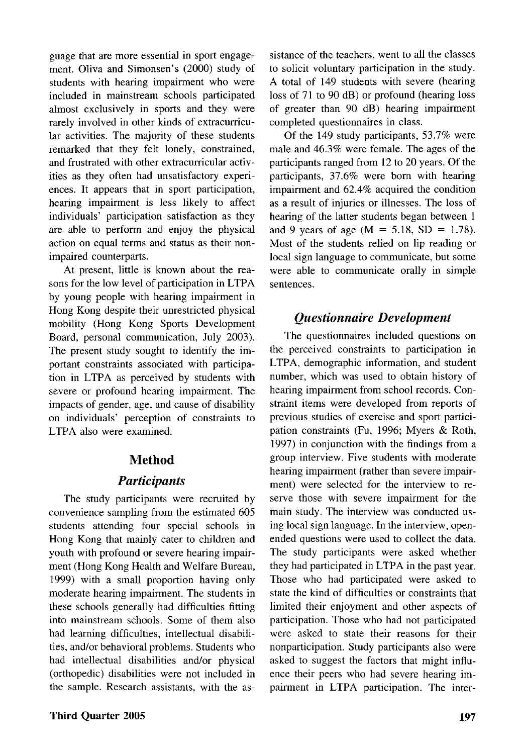guage that are more essential in sport engagement. Oliva and Simonsen's (2000) study of students with hearing impairment who were included in mainstream schools participated almost exclusively in sports and they were rarely involved in other kinds of extracurricular activities. The majority of these students remarked that they felt lonely, constrained, and frustrated with other extracurricular activities as they often had unsatisfactory experiences. It appears that in sport participation, hearing impairment is less likely to affect individuals' participation satisfaction as they are able to perform and enjoy the physical action on equal terms and status as their non-impaired counterparts.

At present, little is known about the reasons for the low level of participation in LTPA by young people with hearing impairment in Hong Kong despite their unrestricted physical mobility (Hong Kong Sports Development Board, personal communication, July 2003). The present study sought to identify the important constraints associated with participation in LTPA as perceived by students with severe or profound hearing impairment. The impacts of gender, age, and cause of disability on individuals' perception of constraints to LTPA also were examined.

## Method

### *Participants*

The study participants were recruited by convenience sampling from the estimated 605 students attending four special schools in Hong Kong that mainly cater to children and youth with profound or severe hearing impairment (Hong Kong Health and Welfare Bureau, 1999) with a small proportion having only moderate hearing impairment. The students in these schools generally had difficulties fitting into mainstream schools. Some of them also had learning difficulties, intellectual disabilities, and/or behavioral problems. Students who had intellectual disabilities and/or physical (orthopedic) disabilities were not included in the sample. Research assistants, with the assistance of the teachers, went to all the classes to solicit voluntary participation in the study. A total of 149 students with severe (hearing loss of 71 to 90 dB) or profound (hearing loss of greater than 90 dB) hearing impairment completed questionnaires in class.

Of the 149 study participants, 53.7% were male and 46.3% were female. The ages of the participants ranged from 12 to 20 years. Of the participants, 37.6% were born with hearing impairment and 62.4% acquired the condition as a result of injuries or illnesses. The loss of hearing of the latter students began between 1 and 9 years of age ($M = 5.18$, $SD = 1.78$). Most of the students relied on lip reading or local sign language to communicate, but some were able to communicate orally in simple sentences.

### *Questionnaire Development*

The questionnaires included questions on the perceived constraints to participation in LTPA, demographic information, and student number, which was used to obtain history of hearing impairment from school records. Constraint items were developed from reports of previous studies of exercise and sport participation constraints (Fu, 1996; Myers & Roth, 1997) in conjunction with the findings from a group interview. Five students with moderate hearing impairment (rather than severe impairment) were selected for the interview to reserve those with severe impairment for the main study. The interview was conducted using local sign language. In the interview, open-ended questions were used to collect the data. The study participants were asked whether they had participated in LTPA in the past year. Those who had participated were asked to state the kind of difficulties or constraints that limited their enjoyment and other aspects of participation. Those who had not participated were asked to state their reasons for their nonparticipation. Study participants also were asked to suggest the factors that might influence their peers who had severe hearing impairment in LTPA participation. The inter-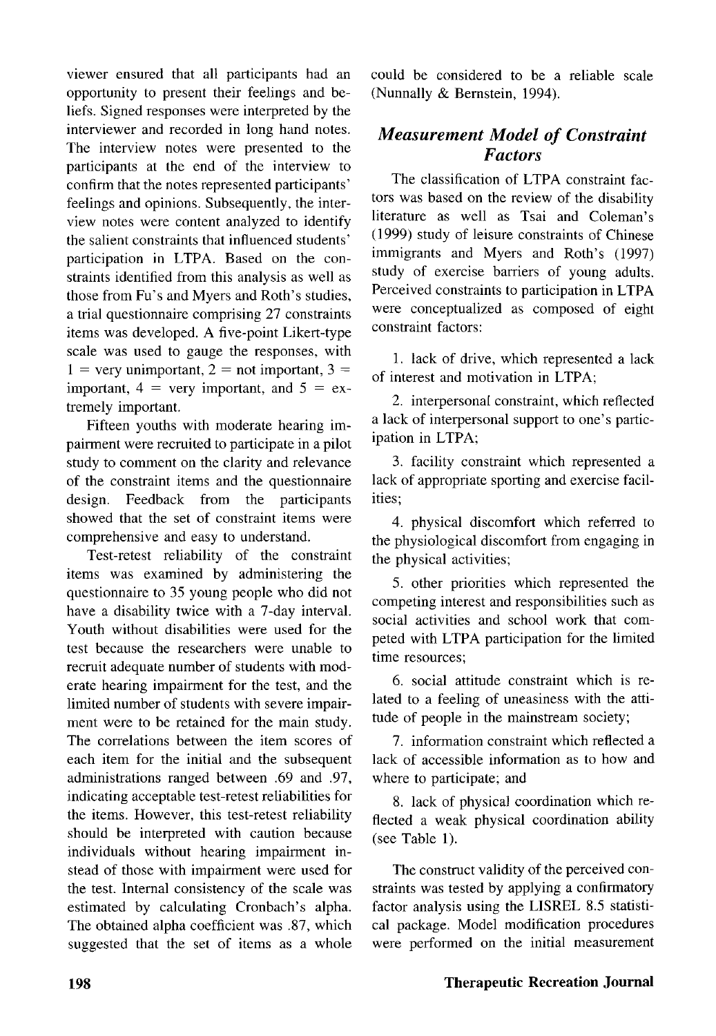viewer ensured that all participants had an opportunity to present their feelings and beliefs. Signed responses were interpreted by the interviewer and recorded in long hand notes. The interview notes were presented to the participants at the end of the interview to confirm that the notes represented participants' feelings and opinions. Subsequently, the interview notes were content analyzed to identify the salient constraints that influenced students' participation in LTPA. Based on the constraints identified from this analysis as well as those from Fu's and Myers and Roth's studies, a trial questionnaire comprising 27 constraints items was developed. A five-point Likert-type scale was used to gauge the responses, with 1 = very unimportant, 2 = not important, 3 = important, 4 = very important, and 5 = extremely important.

Fifteen youths with moderate hearing impairment were recruited to participate in a pilot study to comment on the clarity and relevance of the constraint items and the questionnaire design. Feedback from the participants showed that the set of constraint items were comprehensive and easy to understand.

Test-retest reliability of the constraint items was examined by administering the questionnaire to 35 young people who did not have a disability twice with a 7-day interval. Youth without disabilities were used for the test because the researchers were unable to recruit adequate number of students with moderate hearing impairment for the test, and the limited number of students with severe impairment were to be retained for the main study. The correlations between the item scores of each item for the initial and the subsequent administrations ranged between .69 and .97, indicating acceptable test-retest reliabilities for the items. However, this test-retest reliability should be interpreted with caution because individuals without hearing impairment instead of those with impairment were used for the test. Internal consistency of the scale was estimated by calculating Cronbach's alpha. The obtained alpha coefficient was .87, which suggested that the set of items as a whole could be considered to be a reliable scale (Nunnally & Bernstein, 1994).

## *Measurement Model of Constraint Factors*

The classification of LTPA constraint factors was based on the review of the disability literature as well as Tsai and Coleman's (1999) study of leisure constraints of Chinese immigrants and Myers and Roth's (1997) study of exercise barriers of young adults. Perceived constraints to participation in LTPA were conceptualized as composed of eight constraint factors:

1. lack of drive, which represented a lack of interest and motivation in LTPA;

2. interpersonal constraint, which reflected a lack of interpersonal support to one's participation in LTPA;

3. facility constraint which represented a lack of appropriate sporting and exercise facilities;

4. physical discomfort which referred to the physiological discomfort from engaging in the physical activities;

5. other priorities which represented the competing interest and responsibilities such as social activities and school work that competed with LTPA participation for the limited time resources;

6. social attitude constraint which is related to a feeling of uneasiness with the attitude of people in the mainstream society;

7. information constraint which reflected a lack of accessible information as to how and where to participate; and

8. lack of physical coordination which reflected a weak physical coordination ability (see Table 1).

The construct validity of the perceived constraints was tested by applying a confirmatory factor analysis using the LISREL 8.5 statistical package. Model modification procedures were performed on the initial measurement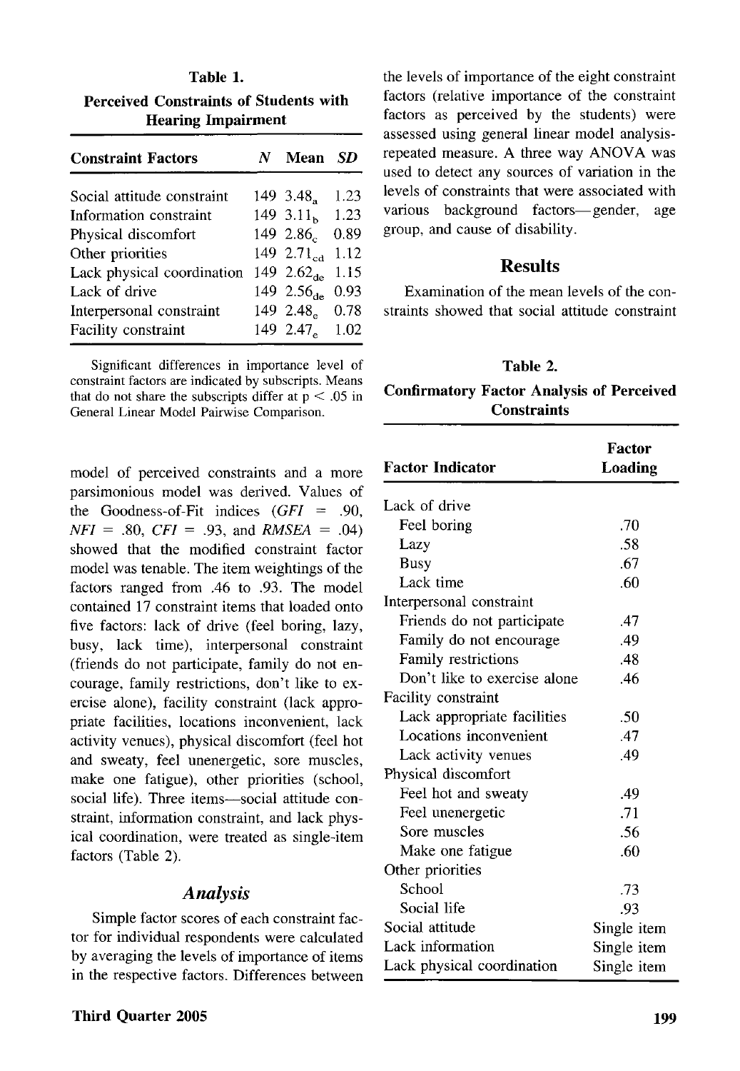**Table 1.**

**Perceived Constraints of Students with Hearing Impairment**

| Constraint Factors | N | Mean | SD |
|---|---|---|---|
| Social attitude constraint | 149 | $3.48_a$ | 1.23 |
| Information constraint | 149 | $3.11_b$ | 1.23 |
| Physical discomfort | 149 | $2.86_c$ | 0.89 |
| Other priorities | 149 | $2.71_{cd}$ | 1.12 |
| Lack physical coordination | 149 | $2.62_{de}$ | 1.15 |
| Lack of drive | 149 | $2.56_{de}$ | 0.93 |
| Interpersonal constraint | 149 | $2.48_e$ | 0.78 |
| Facility constraint | 149 | $2.47_e$ | 1.02 |

Significant differences in importance level of constraint factors are indicated by subscripts. Means that do not share the subscripts differ at $p < .05$ in General Linear Model Pairwise Comparison.

model of perceived constraints and a more parsimonious model was derived. Values of the Goodness-of-Fit indices (*GFI* = .90, *NFI* = .80, *CFI* = .93, and *RMSEA* = .04) showed that the modified constraint factor model was tenable. The item weightings of the factors ranged from .46 to .93. The model contained 17 constraint items that loaded onto five factors: lack of drive (feel boring, lazy, busy, lack time), interpersonal constraint (friends do not participate, family do not encourage, family restrictions, don't like to exercise alone), facility constraint (lack appropriate facilities, locations inconvenient, lack activity venues), physical discomfort (feel hot and sweaty, feel unenergetic, sore muscles, make one fatigue), other priorities (school, social life). Three items—social attitude constraint, information constraint, and lack physical coordination, were treated as single-item factors (Table 2).

### *Analysis*

Simple factor scores of each constraint factor for individual respondents were calculated by averaging the levels of importance of items in the respective factors. Differences between the levels of importance of the eight constraint factors (relative importance of the constraint factors as perceived by the students) were assessed using general linear model analysis-repeated measure. A three way ANOVA was used to detect any sources of variation in the levels of constraints that were associated with various background factors—gender, age group, and cause of disability.

## Results

Examination of the mean levels of the constraints showed that social attitude constraint

**Table 2.**

**Confirmatory Factor Analysis of Perceived Constraints**

| Factor Indicator | Factor Loading |
|---|---|
| Lack of drive | |
| Feel boring | .70 |
| Lazy | .58 |
| Busy | .67 |
| Lack time | .60 |
| Interpersonal constraint | |
| Friends do not participate | .47 |
| Family do not encourage | .49 |
| Family restrictions | .48 |
| Don't like to exercise alone | .46 |
| Facility constraint | |
| Lack appropriate facilities | .50 |
| Locations inconvenient | .47 |
| Lack activity venues | .49 |
| Physical discomfort | |
| Feel hot and sweaty | .49 |
| Feel unenergetic | .71 |
| Sore muscles | .56 |
| Make one fatigue | .60 |
| Other priorities | |
| School | .73 |
| Social life | .93 |
| Social attitude | Single item |
| Lack information | Single item |
| Lack physical coordination | Single item |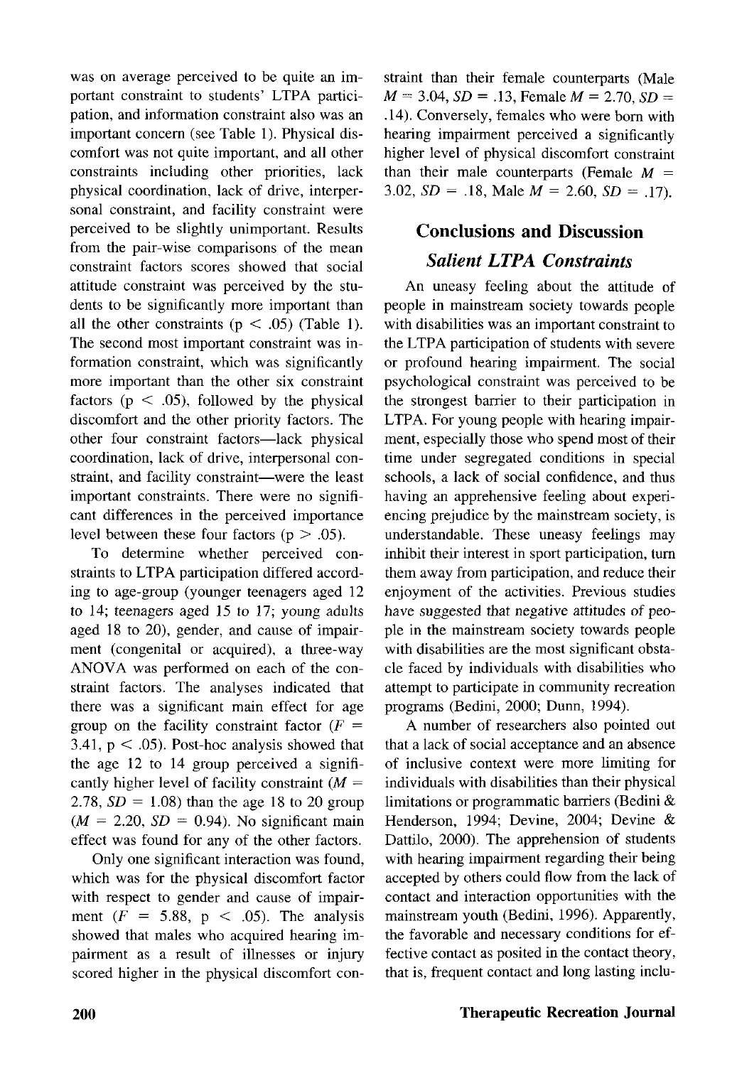was on average perceived to be quite an important constraint to students' LTPA participation, and information constraint also was an important concern (see Table 1). Physical discomfort was not quite important, and all other constraints including other priorities, lack physical coordination, lack of drive, interpersonal constraint, and facility constraint were perceived to be slightly unimportant. Results from the pair-wise comparisons of the mean constraint factors scores showed that social attitude constraint was perceived by the students to be significantly more important than all the other constraints ($p < .05$) (Table 1). The second most important constraint was information constraint, which was significantly more important than the other six constraint factors ($p < .05$), followed by the physical discomfort and the other priority factors. The other four constraint factors—lack physical coordination, lack of drive, interpersonal constraint, and facility constraint—were the least important constraints. There were no significant differences in the perceived importance level between these four factors ($p > .05$).

To determine whether perceived constraints to LTPA participation differed according to age-group (younger teenagers aged 12 to 14; teenagers aged 15 to 17; young adults aged 18 to 20), gender, and cause of impairment (congenital or acquired), a three-way ANOVA was performed on each of the constraint factors. The analyses indicated that there was a significant main effect for age group on the facility constraint factor ($F = 3.41$, $p < .05$). Post-hoc analysis showed that the age 12 to 14 group perceived a significantly higher level of facility constraint ($M = 2.78$, $SD = 1.08$) than the age 18 to 20 group ($M = 2.20$, $SD = 0.94$). No significant main effect was found for any of the other factors.

Only one significant interaction was found, which was for the physical discomfort factor with respect to gender and cause of impairment ($F = 5.88$, $p < .05$). The analysis showed that males who acquired hearing impairment as a result of illnesses or injury scored higher in the physical discomfort constraint than their female counterparts (Male $M = 3.04$, $SD = .13$, Female $M = 2.70$, $SD = .14$). Conversely, females who were born with hearing impairment perceived a significantly higher level of physical discomfort constraint than their male counterparts (Female $M = 3.02$, $SD = .18$, Male $M = 2.60$, $SD = .17$).

## Conclusions and Discussion

### *Salient LTPA Constraints*

An uneasy feeling about the attitude of people in mainstream society towards people with disabilities was an important constraint to the LTPA participation of students with severe or profound hearing impairment. The social psychological constraint was perceived to be the strongest barrier to their participation in LTPA. For young people with hearing impairment, especially those who spend most of their time under segregated conditions in special schools, a lack of social confidence, and thus having an apprehensive feeling about experiencing prejudice by the mainstream society, is understandable. These uneasy feelings may inhibit their interest in sport participation, turn them away from participation, and reduce their enjoyment of the activities. Previous studies have suggested that negative attitudes of people in the mainstream society towards people with disabilities are the most significant obstacle faced by individuals with disabilities who attempt to participate in community recreation programs (Bedini, 2000; Dunn, 1994).

A number of researchers also pointed out that a lack of social acceptance and an absence of inclusive context were more limiting for individuals with disabilities than their physical limitations or programmatic barriers (Bedini & Henderson, 1994; Devine, 2004; Devine & Dattilo, 2000). The apprehension of students with hearing impairment regarding their being accepted by others could flow from the lack of contact and interaction opportunities with the mainstream youth (Bedini, 1996). Apparently, the favorable and necessary conditions for effective contact as posited in the contact theory, that is, frequent contact and long lasting inclu-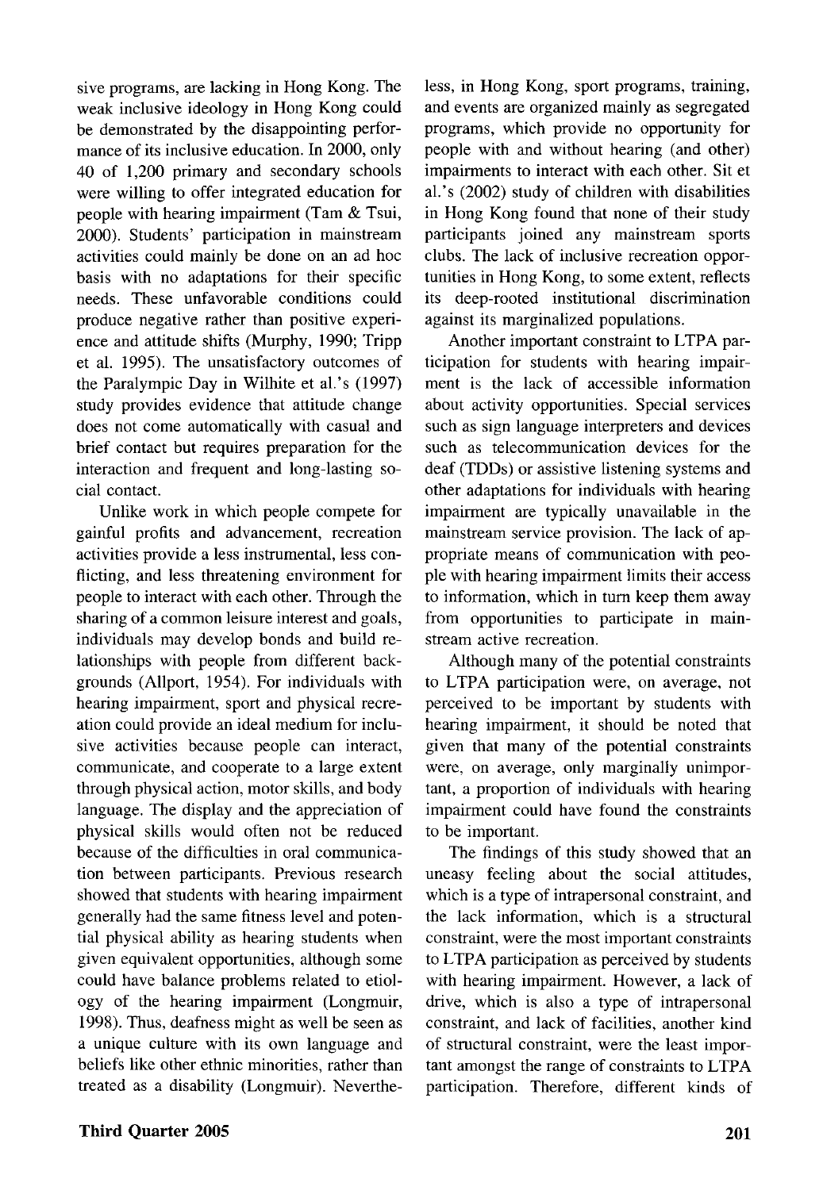sive programs, are lacking in Hong Kong. The weak inclusive ideology in Hong Kong could be demonstrated by the disappointing performance of its inclusive education. In 2000, only 40 of 1,200 primary and secondary schools were willing to offer integrated education for people with hearing impairment (Tam & Tsui, 2000). Students' participation in mainstream activities could mainly be done on an ad hoc basis with no adaptations for their specific needs. These unfavorable conditions could produce negative rather than positive experience and attitude shifts (Murphy, 1990; Tripp et al. 1995). The unsatisfactory outcomes of the Paralympic Day in Wilhite et al.'s (1997) study provides evidence that attitude change does not come automatically with casual and brief contact but requires preparation for the interaction and frequent and long-lasting social contact.

Unlike work in which people compete for gainful profits and advancement, recreation activities provide a less instrumental, less conflicting, and less threatening environment for people to interact with each other. Through the sharing of a common leisure interest and goals, individuals may develop bonds and build relationships with people from different backgrounds (Allport, 1954). For individuals with hearing impairment, sport and physical recreation could provide an ideal medium for inclusive activities because people can interact, communicate, and cooperate to a large extent through physical action, motor skills, and body language. The display and the appreciation of physical skills would often not be reduced because of the difficulties in oral communication between participants. Previous research showed that students with hearing impairment generally had the same fitness level and potential physical ability as hearing students when given equivalent opportunities, although some could have balance problems related to etiology of the hearing impairment (Longmuir, 1998). Thus, deafness might as well be seen as a unique culture with its own language and beliefs like other ethnic minorities, rather than treated as a disability (Longmuir). Nevertheless, in Hong Kong, sport programs, training, and events are organized mainly as segregated programs, which provide no opportunity for people with and without hearing (and other) impairments to interact with each other. Sit et al.'s (2002) study of children with disabilities in Hong Kong found that none of their study participants joined any mainstream sports clubs. The lack of inclusive recreation opportunities in Hong Kong, to some extent, reflects its deep-rooted institutional discrimination against its marginalized populations.

Another important constraint to LTPA participation for students with hearing impairment is the lack of accessible information about activity opportunities. Special services such as sign language interpreters and devices such as telecommunication devices for the deaf (TDDs) or assistive listening systems and other adaptations for individuals with hearing impairment are typically unavailable in the mainstream service provision. The lack of appropriate means of communication with people with hearing impairment limits their access to information, which in turn keep them away from opportunities to participate in mainstream active recreation.

Although many of the potential constraints to LTPA participation were, on average, not perceived to be important by students with hearing impairment, it should be noted that given that many of the potential constraints were, on average, only marginally unimportant, a proportion of individuals with hearing impairment could have found the constraints to be important.

The findings of this study showed that an uneasy feeling about the social attitudes, which is a type of intrapersonal constraint, and the lack information, which is a structural constraint, were the most important constraints to LTPA participation as perceived by students with hearing impairment. However, a lack of drive, which is also a type of intrapersonal constraint, and lack of facilities, another kind of structural constraint, were the least important amongst the range of constraints to LTPA participation. Therefore, different kinds of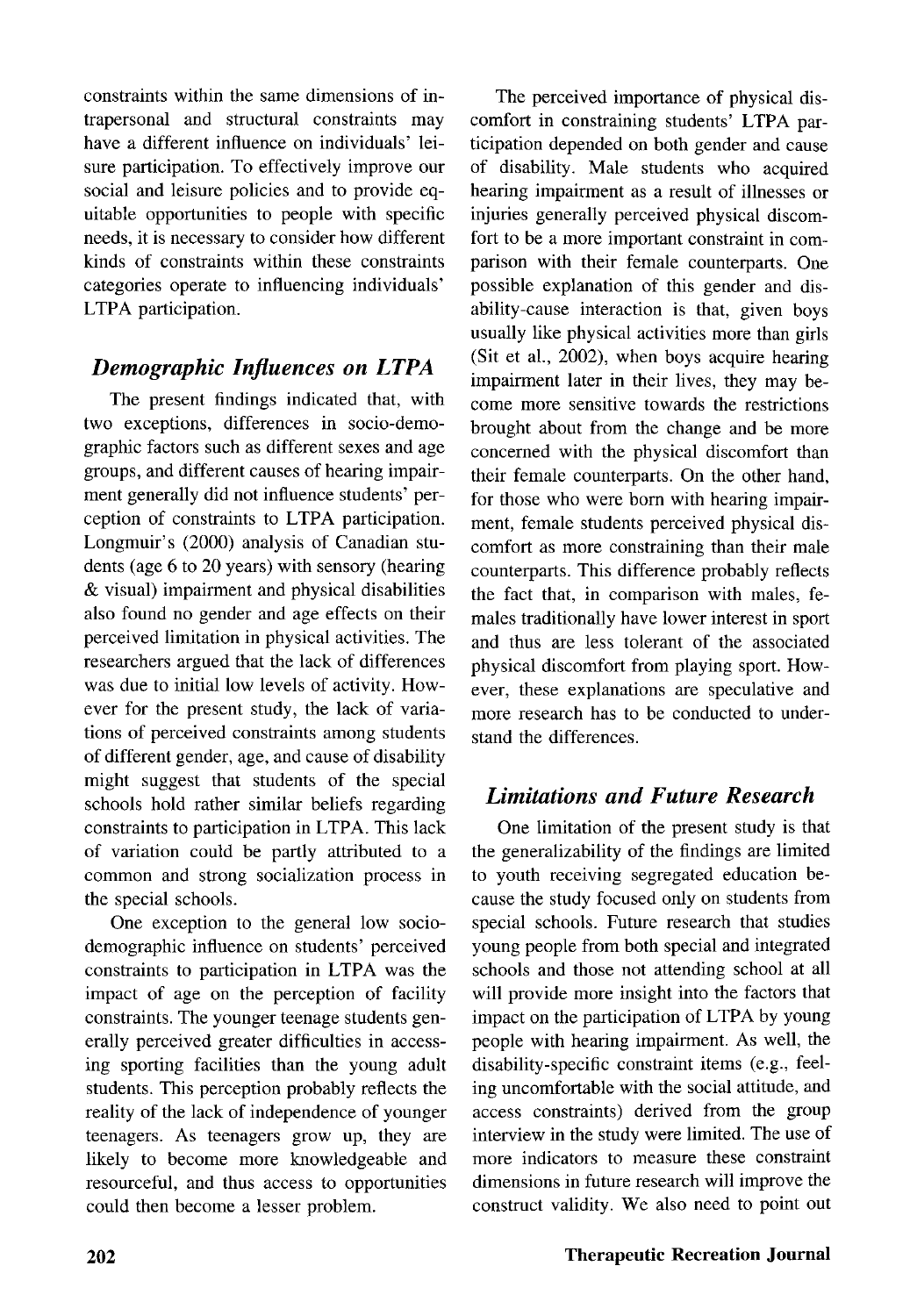constraints within the same dimensions of intrapersonal and structural constraints may have a different influence on individuals' leisure participation. To effectively improve our social and leisure policies and to provide equitable opportunities to people with specific needs, it is necessary to consider how different kinds of constraints within these constraints categories operate to influencing individuals' LTPA participation.

## *Demographic Influences on LTPA*

The present findings indicated that, with two exceptions, differences in socio-demographic factors such as different sexes and age groups, and different causes of hearing impairment generally did not influence students' perception of constraints to LTPA participation. Longmuir's (2000) analysis of Canadian students (age 6 to 20 years) with sensory (hearing & visual) impairment and physical disabilities also found no gender and age effects on their perceived limitation in physical activities. The researchers argued that the lack of differences was due to initial low levels of activity. However for the present study, the lack of variations of perceived constraints among students of different gender, age, and cause of disability might suggest that students of the special schools hold rather similar beliefs regarding constraints to participation in LTPA. This lack of variation could be partly attributed to a common and strong socialization process in the special schools.

One exception to the general low socio-demographic influence on students' perceived constraints to participation in LTPA was the impact of age on the perception of facility constraints. The younger teenage students generally perceived greater difficulties in accessing sporting facilities than the young adult students. This perception probably reflects the reality of the lack of independence of younger teenagers. As teenagers grow up, they are likely to become more knowledgeable and resourceful, and thus access to opportunities could then become a lesser problem.

The perceived importance of physical discomfort in constraining students' LTPA participation depended on both gender and cause of disability. Male students who acquired hearing impairment as a result of illnesses or injuries generally perceived physical discomfort to be a more important constraint in comparison with their female counterparts. One possible explanation of this gender and disability-cause interaction is that, given boys usually like physical activities more than girls (Sit et al., 2002), when boys acquire hearing impairment later in their lives, they may become more sensitive towards the restrictions brought about from the change and be more concerned with the physical discomfort than their female counterparts. On the other hand, for those who were born with hearing impairment, female students perceived physical discomfort as more constraining than their male counterparts. This difference probably reflects the fact that, in comparison with males, females traditionally have lower interest in sport and thus are less tolerant of the associated physical discomfort from playing sport. However, these explanations are speculative and more research has to be conducted to understand the differences.

## *Limitations and Future Research*

One limitation of the present study is that the generalizability of the findings are limited to youth receiving segregated education because the study focused only on students from special schools. Future research that studies young people from both special and integrated schools and those not attending school at all will provide more insight into the factors that impact on the participation of LTPA by young people with hearing impairment. As well, the disability-specific constraint items (e.g., feeling uncomfortable with the social attitude, and access constraints) derived from the group interview in the study were limited. The use of more indicators to measure these constraint dimensions in future research will improve the construct validity. We also need to point out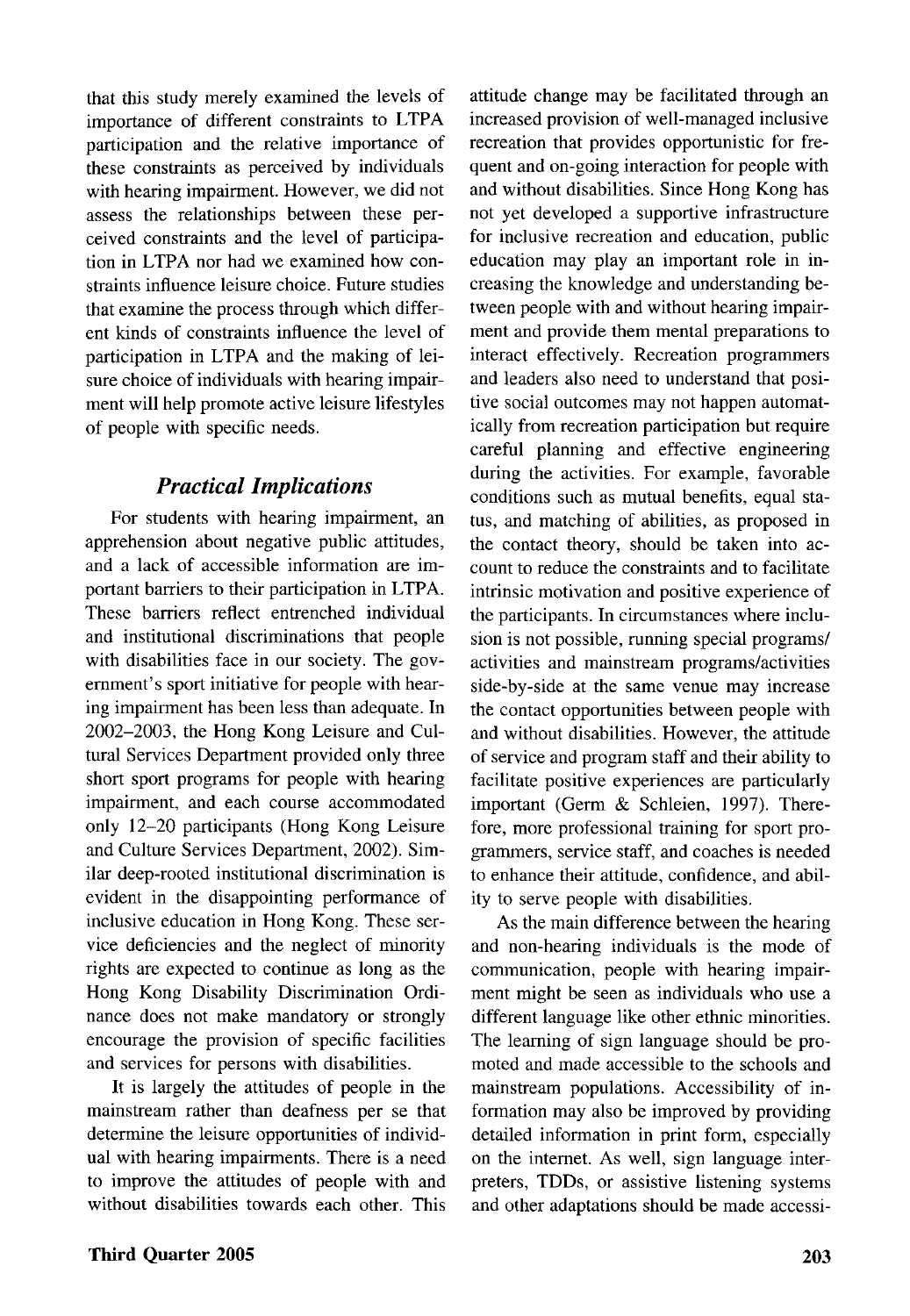that this study merely examined the levels of importance of different constraints to LTPA participation and the relative importance of these constraints as perceived by individuals with hearing impairment. However, we did not assess the relationships between these perceived constraints and the level of participation in LTPA nor had we examined how constraints influence leisure choice. Future studies that examine the process through which different kinds of constraints influence the level of participation in LTPA and the making of leisure choice of individuals with hearing impairment will help promote active leisure lifestyles of people with specific needs.

## *Practical Implications*

For students with hearing impairment, an apprehension about negative public attitudes, and a lack of accessible information are important barriers to their participation in LTPA. These barriers reflect entrenched individual and institutional discriminations that people with disabilities face in our society. The government's sport initiative for people with hearing impairment has been less than adequate. In 2002–2003, the Hong Kong Leisure and Cultural Services Department provided only three short sport programs for people with hearing impairment, and each course accommodated only 12–20 participants (Hong Kong Leisure and Culture Services Department, 2002). Similar deep-rooted institutional discrimination is evident in the disappointing performance of inclusive education in Hong Kong. These service deficiencies and the neglect of minority rights are expected to continue as long as the Hong Kong Disability Discrimination Ordinance does not make mandatory or strongly encourage the provision of specific facilities and services for persons with disabilities.

It is largely the attitudes of people in the mainstream rather than deafness per se that determine the leisure opportunities of individual with hearing impairments. There is a need to improve the attitudes of people with and without disabilities towards each other. This attitude change may be facilitated through an increased provision of well-managed inclusive recreation that provides opportunistic for frequent and on-going interaction for people with and without disabilities. Since Hong Kong has not yet developed a supportive infrastructure for inclusive recreation and education, public education may play an important role in increasing the knowledge and understanding between people with and without hearing impairment and provide them mental preparations to interact effectively. Recreation programmers and leaders also need to understand that positive social outcomes may not happen automatically from recreation participation but require careful planning and effective engineering during the activities. For example, favorable conditions such as mutual benefits, equal status, and matching of abilities, as proposed in the contact theory, should be taken into account to reduce the constraints and to facilitate intrinsic motivation and positive experience of the participants. In circumstances where inclusion is not possible, running special programs/activities and mainstream programs/activities side-by-side at the same venue may increase the contact opportunities between people with and without disabilities. However, the attitude of service and program staff and their ability to facilitate positive experiences are particularly important (Germ & Schleien, 1997). Therefore, more professional training for sport programmers, service staff, and coaches is needed to enhance their attitude, confidence, and ability to serve people with disabilities.

As the main difference between the hearing and non-hearing individuals is the mode of communication, people with hearing impairment might be seen as individuals who use a different language like other ethnic minorities. The learning of sign language should be promoted and made accessible to the schools and mainstream populations. Accessibility of information may also be improved by providing detailed information in print form, especially on the internet. As well, sign language interpreters, TDDs, or assistive listening systems and other adaptations should be made accessi-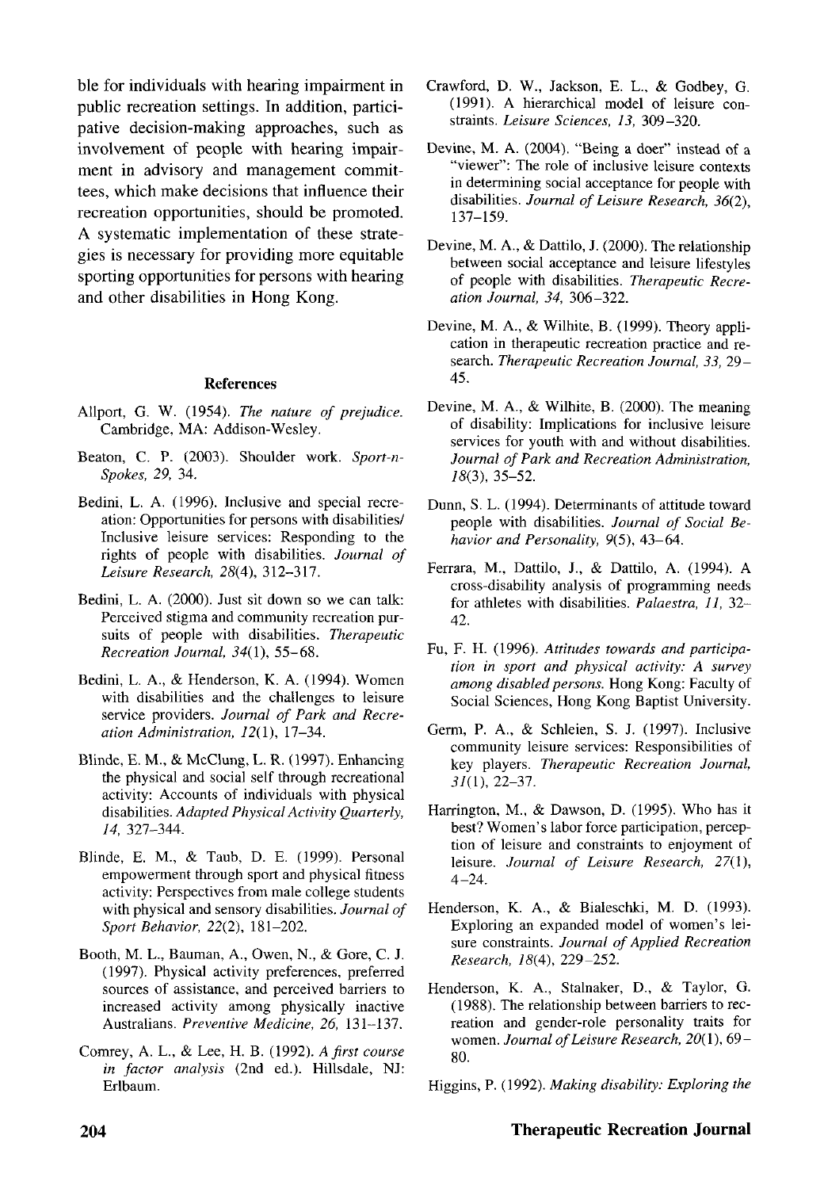ble for individuals with hearing impairment in public recreation settings. In addition, participative decision-making approaches, such as involvement of people with hearing impairment in advisory and management committees, which make decisions that influence their recreation opportunities, should be promoted. A systematic implementation of these strategies is necessary for providing more equitable sporting opportunities for persons with hearing and other disabilities in Hong Kong.

### References

Allport, G. W. (1954). *The nature of prejudice.* Cambridge, MA: Addison-Wesley.

Beaton, C. P. (2003). Shoulder work. *Sport-n-Spokes, 29,* 34.

Bedini, L. A. (1996). Inclusive and special recreation: Opportunities for persons with disabilities/Inclusive leisure services: Responding to the rights of people with disabilities. *Journal of Leisure Research, 28*(4), 312–317.

Bedini, L. A. (2000). Just sit down so we can talk: Perceived stigma and community recreation pursuits of people with disabilities. *Therapeutic Recreation Journal, 34*(1), 55–68.

Bedini, L. A., & Henderson, K. A. (1994). Women with disabilities and the challenges to leisure service providers. *Journal of Park and Recreation Administration, 12*(1), 17–34.

Blinde, E. M., & McClung, L. R. (1997). Enhancing the physical and social self through recreational activity: Accounts of individuals with physical disabilities. *Adapted Physical Activity Quarterly, 14,* 327–344.

Blinde, E. M., & Taub, D. E. (1999). Personal empowerment through sport and physical fitness activity: Perspectives from male college students with physical and sensory disabilities. *Journal of Sport Behavior, 22*(2), 181–202.

Booth, M. L., Bauman, A., Owen, N., & Gore, C. J. (1997). Physical activity preferences, preferred sources of assistance, and perceived barriers to increased activity among physically inactive Australians. *Preventive Medicine, 26,* 131–137.

Comrey, A. L., & Lee, H. B. (1992). *A first course in factor analysis* (2nd ed.). Hillsdale, NJ: Erlbaum.

Crawford, D. W., Jackson, E. L., & Godbey, G. (1991). A hierarchical model of leisure constraints. *Leisure Sciences, 13,* 309–320.

Devine, M. A. (2004). "Being a doer" instead of a "viewer": The role of inclusive leisure contexts in determining social acceptance for people with disabilities. *Journal of Leisure Research, 36*(2), 137–159.

Devine, M. A., & Dattilo, J. (2000). The relationship between social acceptance and leisure lifestyles of people with disabilities. *Therapeutic Recreation Journal, 34,* 306–322.

Devine, M. A., & Wilhite, B. (1999). Theory application in therapeutic recreation practice and research. *Therapeutic Recreation Journal, 33,* 29–45.

Devine, M. A., & Wilhite, B. (2000). The meaning of disability: Implications for inclusive leisure services for youth with and without disabilities. *Journal of Park and Recreation Administration, 18*(3), 35–52.

Dunn, S. L. (1994). Determinants of attitude toward people with disabilities. *Journal of Social Behavior and Personality, 9*(5), 43–64.

Ferrara, M., Dattilo, J., & Dattilo, A. (1994). A cross-disability analysis of programming needs for athletes with disabilities. *Palaestra, 11,* 32–42.

Fu, F. H. (1996). *Attitudes towards and participation in sport and physical activity: A survey among disabled persons.* Hong Kong: Faculty of Social Sciences, Hong Kong Baptist University.

Germ, P. A., & Schleien, S. J. (1997). Inclusive community leisure services: Responsibilities of key players. *Therapeutic Recreation Journal, 31*(1), 22–37.

Harrington, M., & Dawson, D. (1995). Who has it best? Women's labor force participation, perception of leisure and constraints to enjoyment of leisure. *Journal of Leisure Research, 27*(1), 4–24.

Henderson, K. A., & Bialeschki, M. D. (1993). Exploring an expanded model of women's leisure constraints. *Journal of Applied Recreation Research, 18*(4), 229–252.

Henderson, K. A., Stalnaker, D., & Taylor, G. (1988). The relationship between barriers to recreation and gender-role personality traits for women. *Journal of Leisure Research, 20*(1), 69–80.

Higgins, P. (1992). *Making disability: Exploring the*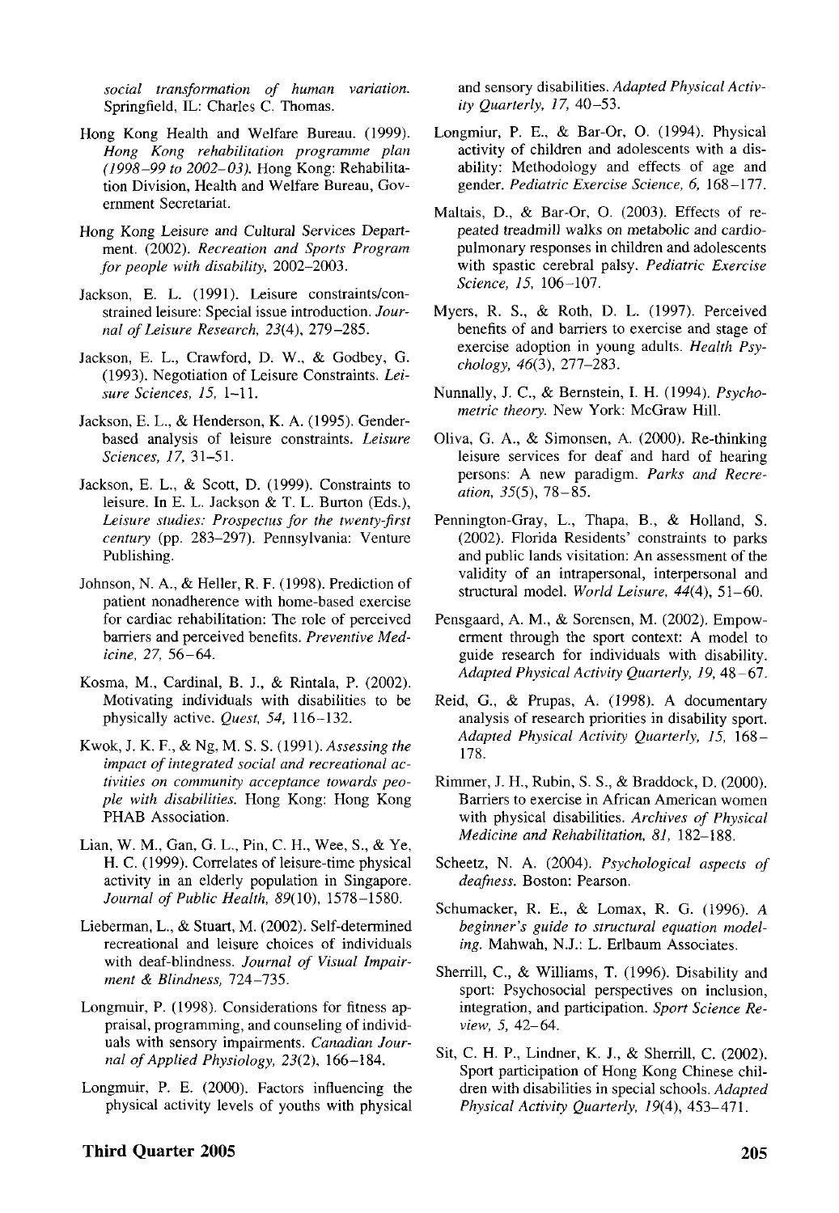*social transformation of human variation.* Springfield, IL: Charles C. Thomas.

Hong Kong Health and Welfare Bureau. (1999). *Hong Kong rehabilitation programme plan (1998–99 to 2002–03).* Hong Kong: Rehabilitation Division, Health and Welfare Bureau, Government Secretariat.

Hong Kong Leisure and Cultural Services Department. (2002). *Recreation and Sports Program for people with disability,* 2002–2003.

Jackson, E. L. (1991). Leisure constraints/constrained leisure: Special issue introduction. *Journal of Leisure Research, 23*(4), 279–285.

Jackson, E. L., Crawford, D. W., & Godbey, G. (1993). Negotiation of Leisure Constraints. *Leisure Sciences, 15,* 1–11.

Jackson, E. L., & Henderson, K. A. (1995). Gender-based analysis of leisure constraints. *Leisure Sciences, 17,* 31–51.

Jackson, E. L., & Scott, D. (1999). Constraints to leisure. In E. L. Jackson & T. L. Burton (Eds.), *Leisure studies: Prospectus for the twenty-first century* (pp. 283–297). Pennsylvania: Venture Publishing.

Johnson, N. A., & Heller, R. F. (1998). Prediction of patient nonadherence with home-based exercise for cardiac rehabilitation: The role of perceived barriers and perceived benefits. *Preventive Medicine, 27,* 56–64.

Kosma, M., Cardinal, B. J., & Rintala, P. (2002). Motivating individuals with disabilities to be physically active. *Quest, 54,* 116–132.

Kwok, J. K. F., & Ng, M. S. S. (1991). *Assessing the impact of integrated social and recreational activities on community acceptance towards people with disabilities.* Hong Kong: Hong Kong PHAB Association.

Lian, W. M., Gan, G. L., Pin, C. H., Wee, S., & Ye, H. C. (1999). Correlates of leisure-time physical activity in an elderly population in Singapore. *Journal of Public Health, 89*(10), 1578–1580.

Lieberman, L., & Stuart, M. (2002). Self-determined recreational and leisure choices of individuals with deaf-blindness. *Journal of Visual Impairment & Blindness,* 724–735.

Longmuir, P. (1998). Considerations for fitness appraisal, programming, and counseling of individuals with sensory impairments. *Canadian Journal of Applied Physiology, 23*(2), 166–184.

Longmuir, P. E. (2000). Factors influencing the physical activity levels of youths with physical and sensory disabilities. *Adapted Physical Activity Quarterly, 17,* 40–53.

Longmuir, P. E., & Bar-Or, O. (1994). Physical activity of children and adolescents with a disability: Methodology and effects of age and gender. *Pediatric Exercise Science, 6,* 168–177.

Maltais, D., & Bar-Or, O. (2003). Effects of repeated treadmill walks on metabolic and cardiopulmonary responses in children and adolescents with spastic cerebral palsy. *Pediatric Exercise Science, 15,* 106–107.

Myers, R. S., & Roth, D. L. (1997). Perceived benefits of and barriers to exercise and stage of exercise adoption in young adults. *Health Psychology, 46*(3), 277–283.

Nunnally, J. C., & Bernstein, I. H. (1994). *Psychometric theory.* New York: McGraw Hill.

Oliva, G. A., & Simonsen, A. (2000). Re-thinking leisure services for deaf and hard of hearing persons: A new paradigm. *Parks and Recreation, 35*(5), 78–85.

Pennington-Gray, L., Thapa, B., & Holland, S. (2002). Florida Residents' constraints to parks and public lands visitation: An assessment of the validity of an intrapersonal, interpersonal and structural model. *World Leisure, 44*(4), 51–60.

Pensgaard, A. M., & Sorensen, M. (2002). Empowerment through the sport context: A model to guide research for individuals with disability. *Adapted Physical Activity Quarterly, 19,* 48–67.

Reid, G., & Prupas, A. (1998). A documentary analysis of research priorities in disability sport. *Adapted Physical Activity Quarterly, 15,* 168–178.

Rimmer, J. H., Rubin, S. S., & Braddock, D. (2000). Barriers to exercise in African American women with physical disabilities. *Archives of Physical Medicine and Rehabilitation, 81,* 182–188.

Scheetz, N. A. (2004). *Psychological aspects of deafness.* Boston: Pearson.

Schumacker, R. E., & Lomax, R. G. (1996). *A beginner's guide to structural equation modeling.* Mahwah, N.J.: L. Erlbaum Associates.

Sherrill, C., & Williams, T. (1996). Disability and sport: Psychosocial perspectives on inclusion, integration, and participation. *Sport Science Review, 5,* 42–64.

Sit, C. H. P., Lindner, K. J., & Sherrill, C. (2002). Sport participation of Hong Kong Chinese children with disabilities in special schools. *Adapted Physical Activity Quarterly, 19*(4), 453–471.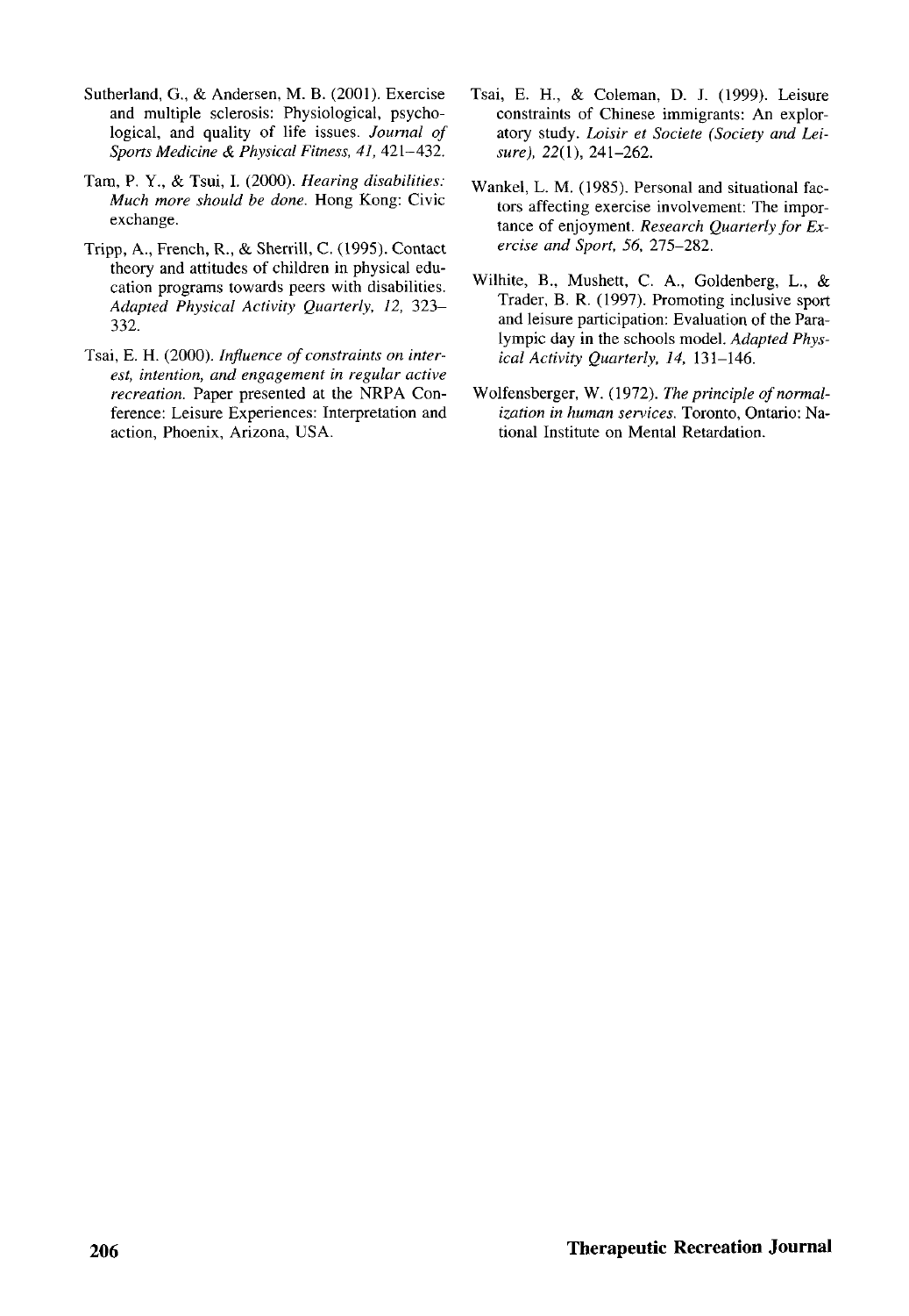Sutherland, G., & Andersen, M. B. (2001). Exercise and multiple sclerosis: Physiological, psychological, and quality of life issues. *Journal of Sports Medicine & Physical Fitness, 41,* 421–432.

Tam, P. Y., & Tsui, I. (2000). *Hearing disabilities: Much more should be done.* Hong Kong: Civic exchange.

Tripp, A., French, R., & Sherrill, C. (1995). Contact theory and attitudes of children in physical education programs towards peers with disabilities. *Adapted Physical Activity Quarterly, 12,* 323–332.

Tsai, E. H. (2000). *Influence of constraints on interest, intention, and engagement in regular active recreation.* Paper presented at the NRPA Conference: Leisure Experiences: Interpretation and action, Phoenix, Arizona, USA.

Tsai, E. H., & Coleman, D. J. (1999). Leisure constraints of Chinese immigrants: An exploratory study. *Loisir et Societe (Society and Leisure), 22*(1), 241–262.

Wankel, L. M. (1985). Personal and situational factors affecting exercise involvement: The importance of enjoyment. *Research Quarterly for Exercise and Sport, 56,* 275–282.

Wilhite, B., Mushett, C. A., Goldenberg, L., & Trader, B. R. (1997). Promoting inclusive sport and leisure participation: Evaluation of the Paralympic day in the schools model. *Adapted Physical Activity Quarterly, 14,* 131–146.

Wolfensberger, W. (1972). *The principle of normalization in human services.* Toronto, Ontario: National Institute on Mental Retardation.